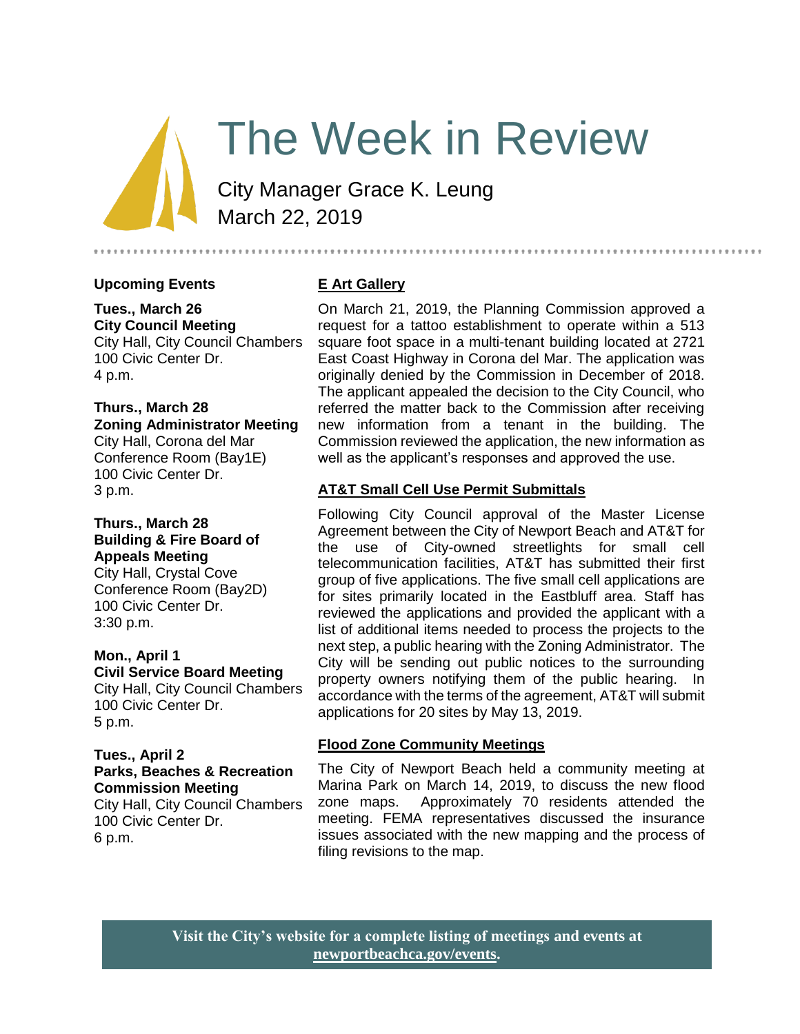# The Week in Review

City Manager Grace K. Leung
March 22, 2019

## Upcoming Events

**Tues., March 26**
**City Council Meeting**
City Hall, City Council Chambers
100 Civic Center Dr.
4 p.m.

**Thurs., March 28**
**Zoning Administrator Meeting**
City Hall, Corona del Mar
Conference Room (Bay1E)
100 Civic Center Dr.
3 p.m.

**Thurs., March 28**
**Building & Fire Board of Appeals Meeting**
City Hall, Crystal Cove
Conference Room (Bay2D)
100 Civic Center Dr.
3:30 p.m.

**Mon., April 1**
**Civil Service Board Meeting**
City Hall, City Council Chambers
100 Civic Center Dr.
5 p.m.

**Tues., April 2**
**Parks, Beaches & Recreation Commission Meeting**
City Hall, City Council Chambers
100 Civic Center Dr.
6 p.m.

## E Art Gallery

On March 21, 2019, the Planning Commission approved a request for a tattoo establishment to operate within a 513 square foot space in a multi-tenant building located at 2721 East Coast Highway in Corona del Mar. The application was originally denied by the Commission in December of 2018. The applicant appealed the decision to the City Council, who referred the matter back to the Commission after receiving new information from a tenant in the building. The Commission reviewed the application, the new information as well as the applicant's responses and approved the use.

## AT&T Small Cell Use Permit Submittals

Following City Council approval of the Master License Agreement between the City of Newport Beach and AT&T for the use of City-owned streetlights for small cell telecommunication facilities, AT&T has submitted their first group of five applications. The five small cell applications are for sites primarily located in the Eastbluff area. Staff has reviewed the applications and provided the applicant with a list of additional items needed to process the projects to the next step, a public hearing with the Zoning Administrator. The City will be sending out public notices to the surrounding property owners notifying them of the public hearing. In accordance with the terms of the agreement, AT&T will submit applications for 20 sites by May 13, 2019.

## Flood Zone Community Meetings

The City of Newport Beach held a community meeting at Marina Park on March 14, 2019, to discuss the new flood zone maps. Approximately 70 residents attended the meeting. FEMA representatives discussed the insurance issues associated with the new mapping and the process of filing revisions to the map.

**Visit the City's website for a complete listing of meetings and events at newportbeachca.gov/events.**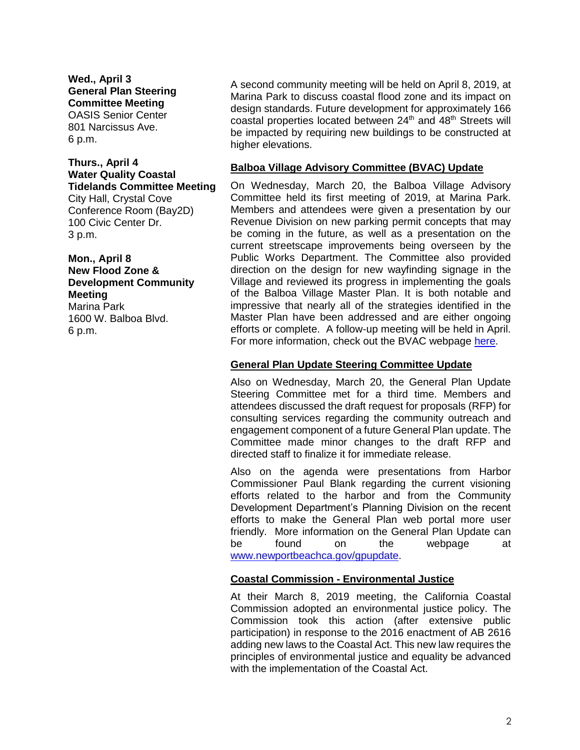**Wed., April 3**
**General Plan Steering Committee Meeting**
OASIS Senior Center
801 Narcissus Ave.
6 p.m.

**Thurs., April 4**
**Water Quality Coastal Tidelands Committee Meeting**
City Hall, Crystal Cove Conference Room (Bay2D)
100 Civic Center Dr.
3 p.m.

**Mon., April 8**
**New Flood Zone & Development Community Meeting**
Marina Park
1600 W. Balboa Blvd.
6 p.m.

A second community meeting will be held on April 8, 2019, at Marina Park to discuss coastal flood zone and its impact on design standards. Future development for approximately 166 coastal properties located between 24th and 48th Streets will be impacted by requiring new buildings to be constructed at higher elevations.

**Balboa Village Advisory Committee (BVAC) Update**

On Wednesday, March 20, the Balboa Village Advisory Committee held its first meeting of 2019, at Marina Park. Members and attendees were given a presentation by our Revenue Division on new parking permit concepts that may be coming in the future, as well as a presentation on the current streetscape improvements being overseen by the Public Works Department. The Committee also provided direction on the design for new wayfinding signage in the Village and reviewed its progress in implementing the goals of the Balboa Village Master Plan. It is both notable and impressive that nearly all of the strategies identified in the Master Plan have been addressed and are either ongoing efforts or complete. A follow-up meeting will be held in April. For more information, check out the BVAC webpage here.

**General Plan Update Steering Committee Update**

Also on Wednesday, March 20, the General Plan Update Steering Committee met for a third time. Members and attendees discussed the draft request for proposals (RFP) for consulting services regarding the community outreach and engagement component of a future General Plan update. The Committee made minor changes to the draft RFP and directed staff to finalize it for immediate release.

Also on the agenda were presentations from Harbor Commissioner Paul Blank regarding the current visioning efforts related to the harbor and from the Community Development Department's Planning Division on the recent efforts to make the General Plan web portal more user friendly. More information on the General Plan Update can be found on the webpage at www.newportbeachca.gov/gpupdate.

**Coastal Commission - Environmental Justice**

At their March 8, 2019 meeting, the California Coastal Commission adopted an environmental justice policy. The Commission took this action (after extensive public participation) in response to the 2016 enactment of AB 2616 adding new laws to the Coastal Act. This new law requires the principles of environmental justice and equality be advanced with the implementation of the Coastal Act.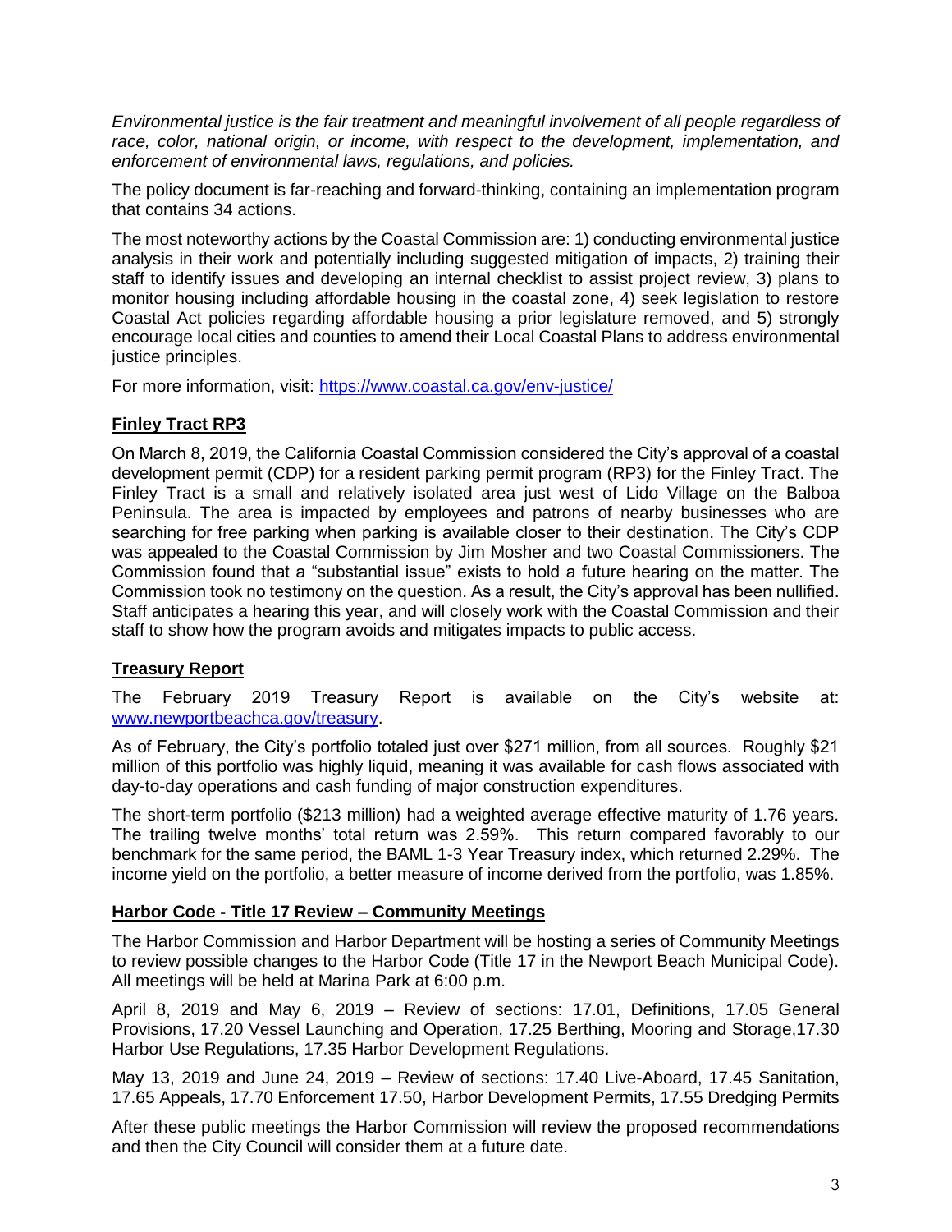*Environmental justice is the fair treatment and meaningful involvement of all people regardless of race, color, national origin, or income, with respect to the development, implementation, and enforcement of environmental laws, regulations, and policies.*

The policy document is far-reaching and forward-thinking, containing an implementation program that contains 34 actions.

The most noteworthy actions by the Coastal Commission are: 1) conducting environmental justice analysis in their work and potentially including suggested mitigation of impacts, 2) training their staff to identify issues and developing an internal checklist to assist project review, 3) plans to monitor housing including affordable housing in the coastal zone, 4) seek legislation to restore Coastal Act policies regarding affordable housing a prior legislature removed, and 5) strongly encourage local cities and counties to amend their Local Coastal Plans to address environmental justice principles.

For more information, visit: [https://www.coastal.ca.gov/env-justice/](https://www.coastal.ca.gov/env-justice/)

## Finley Tract RP3

On March 8, 2019, the California Coastal Commission considered the City's approval of a coastal development permit (CDP) for a resident parking permit program (RP3) for the Finley Tract. The Finley Tract is a small and relatively isolated area just west of Lido Village on the Balboa Peninsula. The area is impacted by employees and patrons of nearby businesses who are searching for free parking when parking is available closer to their destination. The City's CDP was appealed to the Coastal Commission by Jim Mosher and two Coastal Commissioners. The Commission found that a "substantial issue" exists to hold a future hearing on the matter. The Commission took no testimony on the question. As a result, the City's approval has been nullified. Staff anticipates a hearing this year, and will closely work with the Coastal Commission and their staff to show how the program avoids and mitigates impacts to public access.

## Treasury Report

The February 2019 Treasury Report is available on the City's website at: [www.newportbeachca.gov/treasury](www.newportbeachca.gov/treasury).

As of February, the City's portfolio totaled just over $271 million, from all sources. Roughly $21 million of this portfolio was highly liquid, meaning it was available for cash flows associated with day-to-day operations and cash funding of major construction expenditures.

The short-term portfolio ($213 million) had a weighted average effective maturity of 1.76 years. The trailing twelve months' total return was 2.59%. This return compared favorably to our benchmark for the same period, the BAML 1-3 Year Treasury index, which returned 2.29%. The income yield on the portfolio, a better measure of income derived from the portfolio, was 1.85%.

## Harbor Code - Title 17 Review – Community Meetings

The Harbor Commission and Harbor Department will be hosting a series of Community Meetings to review possible changes to the Harbor Code (Title 17 in the Newport Beach Municipal Code). All meetings will be held at Marina Park at 6:00 p.m.

April 8, 2019 and May 6, 2019 – Review of sections: 17.01, Definitions, 17.05 General Provisions, 17.20 Vessel Launching and Operation, 17.25 Berthing, Mooring and Storage,17.30 Harbor Use Regulations, 17.35 Harbor Development Regulations.

May 13, 2019 and June 24, 2019 – Review of sections: 17.40 Live-Aboard, 17.45 Sanitation, 17.65 Appeals, 17.70 Enforcement 17.50, Harbor Development Permits, 17.55 Dredging Permits

After these public meetings the Harbor Commission will review the proposed recommendations and then the City Council will consider them at a future date.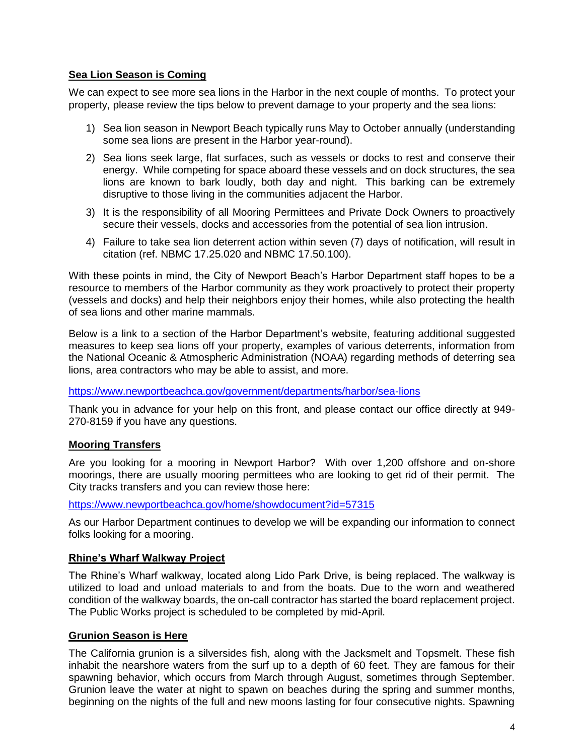**Sea Lion Season is Coming**

We can expect to see more sea lions in the Harbor in the next couple of months. To protect your property, please review the tips below to prevent damage to your property and the sea lions:

1) Sea lion season in Newport Beach typically runs May to October annually (understanding some sea lions are present in the Harbor year-round).
2) Sea lions seek large, flat surfaces, such as vessels or docks to rest and conserve their energy. While competing for space aboard these vessels and on dock structures, the sea lions are known to bark loudly, both day and night. This barking can be extremely disruptive to those living in the communities adjacent the Harbor.
3) It is the responsibility of all Mooring Permittees and Private Dock Owners to proactively secure their vessels, docks and accessories from the potential of sea lion intrusion.
4) Failure to take sea lion deterrent action within seven (7) days of notification, will result in citation (ref. NBMC 17.25.020 and NBMC 17.50.100).

With these points in mind, the City of Newport Beach's Harbor Department staff hopes to be a resource to members of the Harbor community as they work proactively to protect their property (vessels and docks) and help their neighbors enjoy their homes, while also protecting the health of sea lions and other marine mammals.

Below is a link to a section of the Harbor Department's website, featuring additional suggested measures to keep sea lions off your property, examples of various deterrents, information from the National Oceanic & Atmospheric Administration (NOAA) regarding methods of deterring sea lions, area contractors who may be able to assist, and more.

https://www.newportbeachca.gov/government/departments/harbor/sea-lions

Thank you in advance for your help on this front, and please contact our office directly at 949-270-8159 if you have any questions.

**Mooring Transfers**

Are you looking for a mooring in Newport Harbor? With over 1,200 offshore and on-shore moorings, there are usually mooring permittees who are looking to get rid of their permit. The City tracks transfers and you can review those here:

https://www.newportbeachca.gov/home/showdocument?id=57315

As our Harbor Department continues to develop we will be expanding our information to connect folks looking for a mooring.

**Rhine's Wharf Walkway Project**

The Rhine's Wharf walkway, located along Lido Park Drive, is being replaced. The walkway is utilized to load and unload materials to and from the boats. Due to the worn and weathered condition of the walkway boards, the on-call contractor has started the board replacement project. The Public Works project is scheduled to be completed by mid-April.

**Grunion Season is Here**

The California grunion is a silversides fish, along with the Jacksmelt and Topsmelt. These fish inhabit the nearshore waters from the surf up to a depth of 60 feet. They are famous for their spawning behavior, which occurs from March through August, sometimes through September. Grunion leave the water at night to spawn on beaches during the spring and summer months, beginning on the nights of the full and new moons lasting for four consecutive nights. Spawning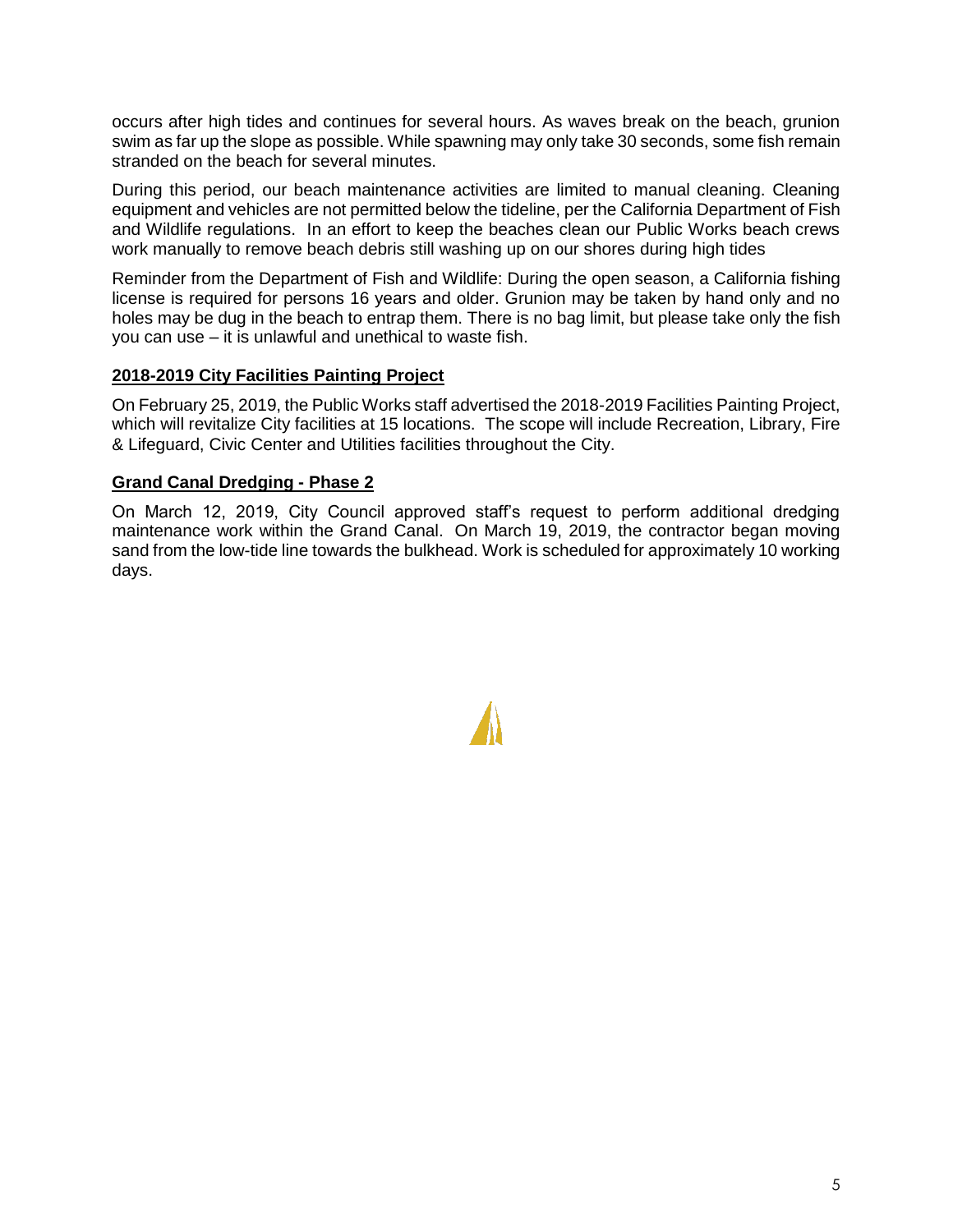occurs after high tides and continues for several hours. As waves break on the beach, grunion swim as far up the slope as possible. While spawning may only take 30 seconds, some fish remain stranded on the beach for several minutes.

During this period, our beach maintenance activities are limited to manual cleaning. Cleaning equipment and vehicles are not permitted below the tideline, per the California Department of Fish and Wildlife regulations. In an effort to keep the beaches clean our Public Works beach crews work manually to remove beach debris still washing up on our shores during high tides

Reminder from the Department of Fish and Wildlife: During the open season, a California fishing license is required for persons 16 years and older. Grunion may be taken by hand only and no holes may be dug in the beach to entrap them. There is no bag limit, but please take only the fish you can use – it is unlawful and unethical to waste fish.

## **2018-2019 City Facilities Painting Project**

On February 25, 2019, the Public Works staff advertised the 2018-2019 Facilities Painting Project, which will revitalize City facilities at 15 locations. The scope will include Recreation, Library, Fire & Lifeguard, Civic Center and Utilities facilities throughout the City.

## **Grand Canal Dredging - Phase 2**

On March 12, 2019, City Council approved staff's request to perform additional dredging maintenance work within the Grand Canal. On March 19, 2019, the contractor began moving sand from the low-tide line towards the bulkhead. Work is scheduled for approximately 10 working days.